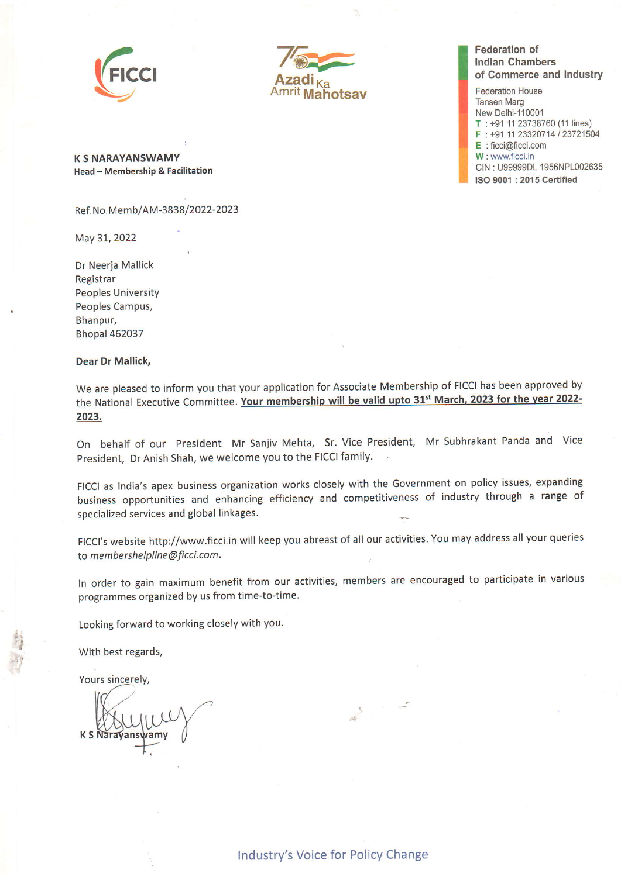FICCI

Azadi Ka Amrit Mahotsav

**Federation of Indian Chambers of Commerce and Industry**

Federation House
Tansen Marg
New Delhi-110001
T : +91 11 23738760 (11 lines)
F : +91 11 23320714 / 23721504
E : ficci@ficci.com
W : www.ficci.in
CIN : U99999DL 1956NPL002635
**ISO 9001 : 2015 Certified**

**K S NARAYANSWAMY**
**Head – Membership & Facilitation**

Ref.No.Memb/AM-3838/2022-2023

May 31, 2022

Dr Neerja Mallick
Registrar
Peoples University
Peoples Campus,
Bhanpur,
Bhopal 462037

**Dear Dr Mallick,**

We are pleased to inform you that your application for Associate Membership of FICCI has been approved by the National Executive Committee. **Your membership will be valid upto 31st March, 2023 for the year 2022-2023.**

On behalf of our President Mr Sanjiv Mehta, Sr. Vice President, Mr Subhrakant Panda and Vice President, Dr Anish Shah, we welcome you to the FICCI family.

FICCI as India's apex business organization works closely with the Government on policy issues, expanding business opportunities and enhancing efficiency and competitiveness of industry through a range of specialized services and global linkages.

FICCI's website http://www.ficci.in will keep you abreast of all our activities. You may address all your queries to *membershelpline@ficci.com*.

In order to gain maximum benefit from our activities, members are encouraged to participate in various programmes organized by us from time-to-time.

Looking forward to working closely with you.

With best regards,

Yours sincerely,

K S Narayanswamy

Industry's Voice for Policy Change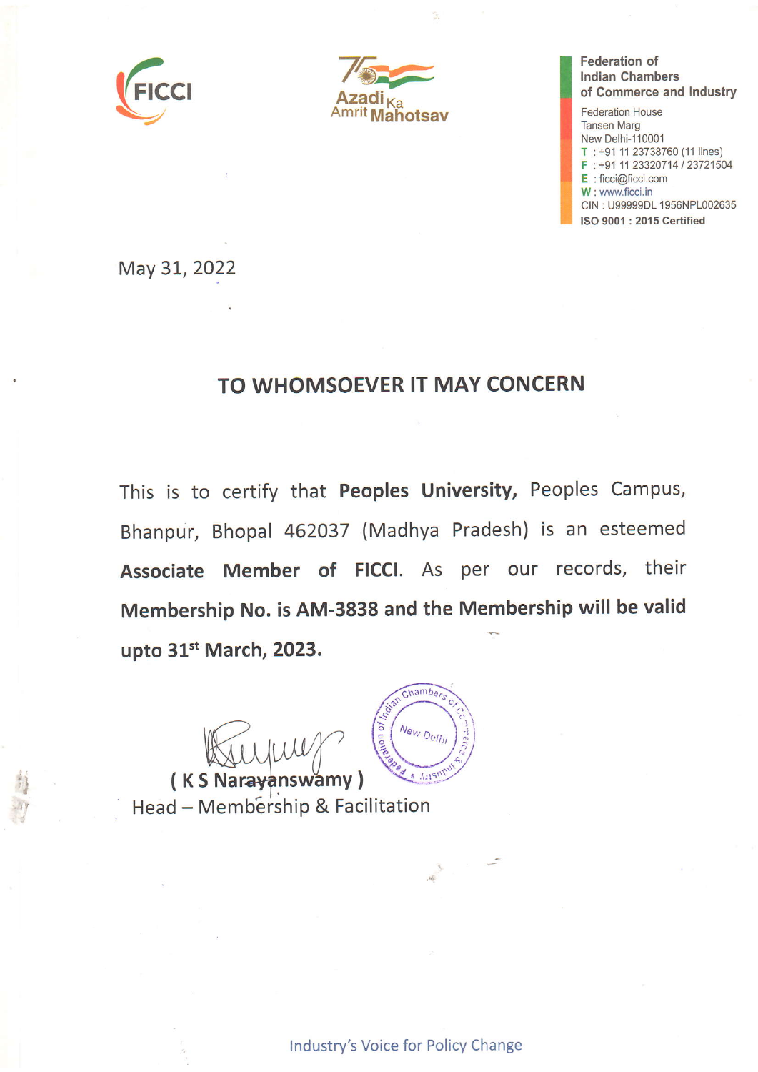FICCI

Azadi Ka Amrit Mahotsav

**Federation of Indian Chambers of Commerce and Industry**

Federation House
Tansen Marg
New Delhi-110001
T : +91 11 23738760 (11 lines)
F : +91 11 23320714 / 23721504
E : ficci@ficci.com
W : www.ficci.in
CIN : U99999DL 1956NPL002635
**ISO 9001 : 2015 Certified**

May 31, 2022

## TO WHOMSOEVER IT MAY CONCERN

This is to certify that **Peoples University,** Peoples Campus, Bhanpur, Bhopal 462037 (Madhya Pradesh) is an esteemed **Associate Member of FICCI**. As per our records, their **Membership No. is AM-3838 and the Membership will be valid upto 31st March, 2023.**

( K S Narayanswamy )
Head – Membership & Facilitation

Industry's Voice for Policy Change